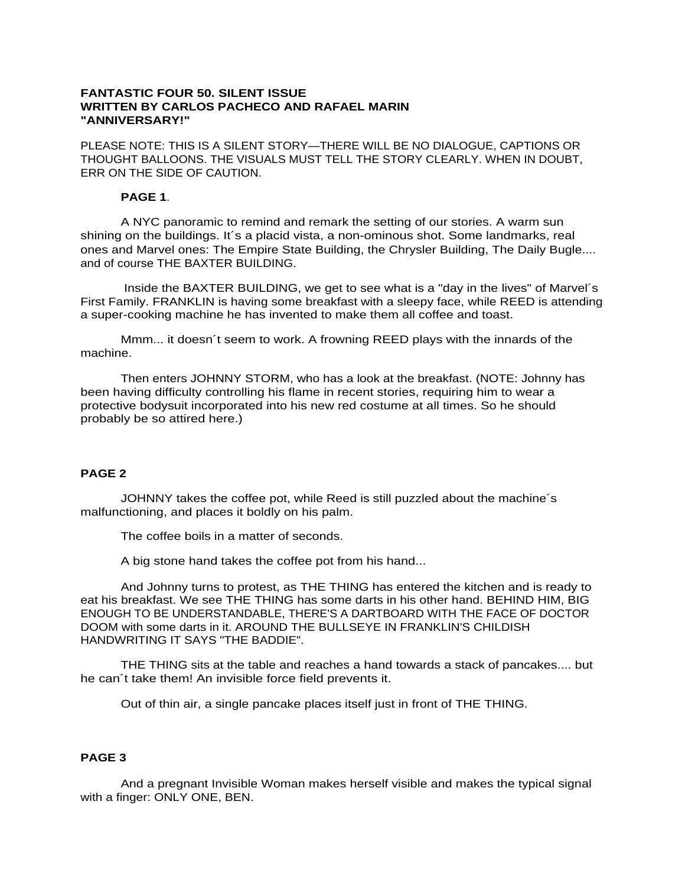**FANTASTIC FOUR 50. SILENT ISSUE**
**WRITTEN BY CARLOS PACHECO AND RAFAEL MARIN**
**"ANNIVERSARY!"**

PLEASE NOTE: THIS IS A SILENT STORY—THERE WILL BE NO DIALOGUE, CAPTIONS OR THOUGHT BALLOONS. THE VISUALS MUST TELL THE STORY CLEARLY. WHEN IN DOUBT, ERR ON THE SIDE OF CAUTION.

**PAGE 1**.

A NYC panoramic to remind and remark the setting of our stories. A warm sun shining on the buildings. It´s a placid vista, a non-ominous shot. Some landmarks, real ones and Marvel ones: The Empire State Building, the Chrysler Building, The Daily Bugle.... and of course THE BAXTER BUILDING.

Inside the BAXTER BUILDING, we get to see what is a "day in the lives" of Marvel´s First Family. FRANKLIN is having some breakfast with a sleepy face, while REED is attending a super-cooking machine he has invented to make them all coffee and toast.

Mmm... it doesn´t seem to work. A frowning REED plays with the innards of the machine.

Then enters JOHNNY STORM, who has a look at the breakfast. (NOTE: Johnny has been having difficulty controlling his flame in recent stories, requiring him to wear a protective bodysuit incorporated into his new red costume at all times. So he should probably be so attired here.)

**PAGE 2**

JOHNNY takes the coffee pot, while Reed is still puzzled about the machine´s malfunctioning, and places it boldly on his palm.

The coffee boils in a matter of seconds.

A big stone hand takes the coffee pot from his hand...

And Johnny turns to protest, as THE THING has entered the kitchen and is ready to eat his breakfast. We see THE THING has some darts in his other hand. BEHIND HIM, BIG ENOUGH TO BE UNDERSTANDABLE, THERE'S A DARTBOARD WITH THE FACE OF DOCTOR DOOM with some darts in it. AROUND THE BULLSEYE IN FRANKLIN'S CHILDISH HANDWRITING IT SAYS "THE BADDIE".

THE THING sits at the table and reaches a hand towards a stack of pancakes.... but he can´t take them! An invisible force field prevents it.

Out of thin air, a single pancake places itself just in front of THE THING.

**PAGE 3**

And a pregnant Invisible Woman makes herself visible and makes the typical signal with a finger: ONLY ONE, BEN.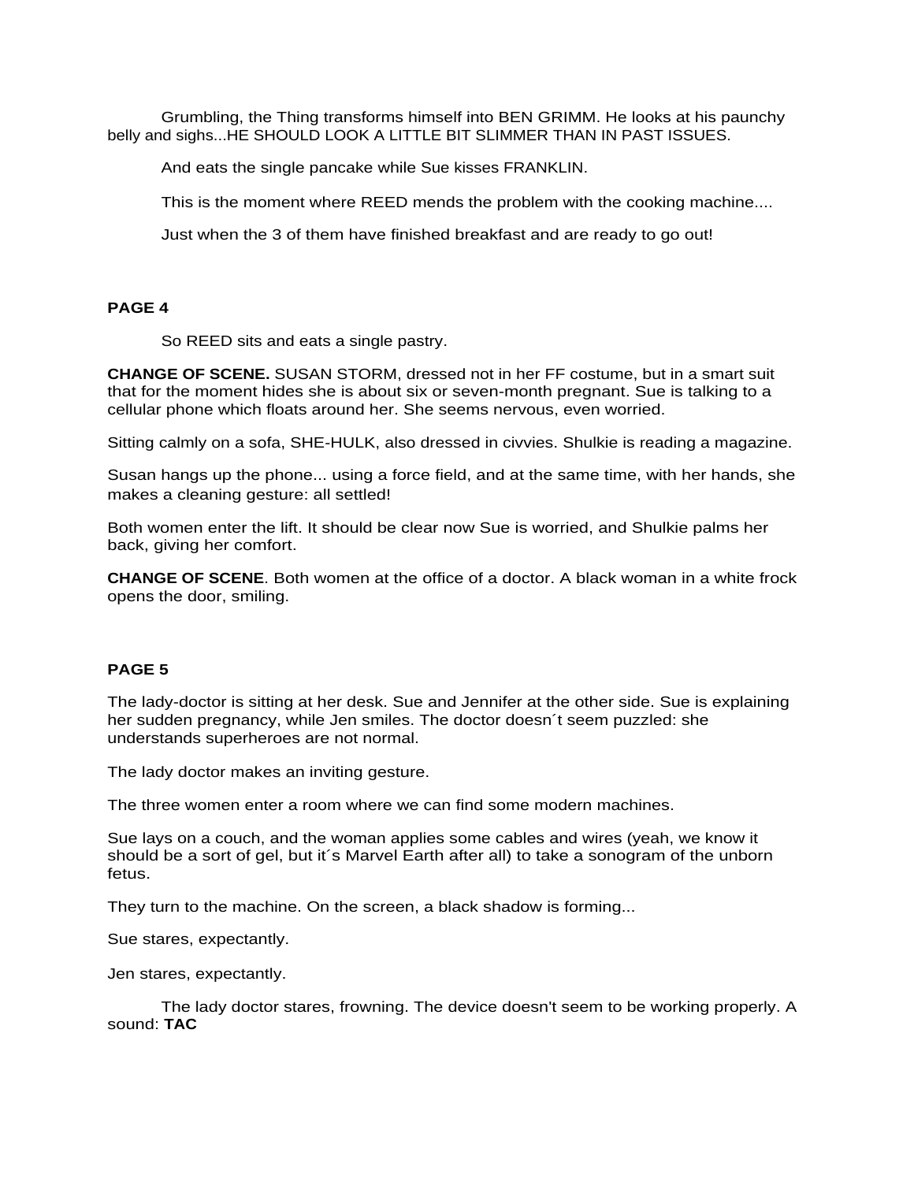Grumbling, the Thing transforms himself into BEN GRIMM. He looks at his paunchy belly and sighs...HE SHOULD LOOK A LITTLE BIT SLIMMER THAN IN PAST ISSUES.

And eats the single pancake while Sue kisses FRANKLIN.

This is the moment where REED mends the problem with the cooking machine....

Just when the 3 of them have finished breakfast and are ready to go out!

**PAGE 4**

So REED sits and eats a single pastry.

**CHANGE OF SCENE.** SUSAN STORM, dressed not in her FF costume, but in a smart suit that for the moment hides she is about six or seven-month pregnant. Sue is talking to a cellular phone which floats around her. She seems nervous, even worried.

Sitting calmly on a sofa, SHE-HULK, also dressed in civvies. Shulkie is reading a magazine.

Susan hangs up the phone... using a force field, and at the same time, with her hands, she makes a cleaning gesture: all settled!

Both women enter the lift. It should be clear now Sue is worried, and Shulkie palms her back, giving her comfort.

**CHANGE OF SCENE**. Both women at the office of a doctor. A black woman in a white frock opens the door, smiling.

**PAGE 5**

The lady-doctor is sitting at her desk. Sue and Jennifer at the other side. Sue is explaining her sudden pregnancy, while Jen smiles. The doctor doesn´t seem puzzled: she understands superheroes are not normal.

The lady doctor makes an inviting gesture.

The three women enter a room where we can find some modern machines.

Sue lays on a couch, and the woman applies some cables and wires (yeah, we know it should be a sort of gel, but it´s Marvel Earth after all) to take a sonogram of the unborn fetus.

They turn to the machine. On the screen, a black shadow is forming...

Sue stares, expectantly.

Jen stares, expectantly.

The lady doctor stares, frowning. The device doesn't seem to be working properly. A sound: **TAC**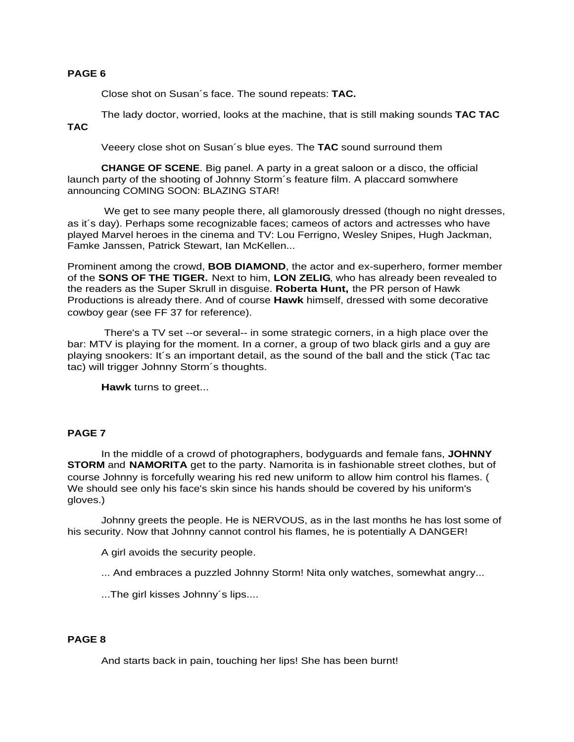**PAGE 6**

Close shot on Susan´s face. The sound repeats: **TAC.**

The lady doctor, worried, looks at the machine, that is still making sounds **TAC TAC TAC**

Veeery close shot on Susan´s blue eyes. The **TAC** sound surround them

**CHANGE OF SCENE**. Big panel. A party in a great saloon or a disco, the official launch party of the shooting of Johnny Storm´s feature film. A placcard somwhere announcing COMING SOON: BLAZING STAR!

We get to see many people there, all glamorously dressed (though no night dresses, as it´s day). Perhaps some recognizable faces; cameos of actors and actresses who have played Marvel heroes in the cinema and TV: Lou Ferrigno, Wesley Snipes, Hugh Jackman, Famke Janssen, Patrick Stewart, Ian McKellen...

Prominent among the crowd, **BOB DIAMOND**, the actor and ex-superhero, former member of the **SONS OF THE TIGER.** Next to him, **LON ZELIG**, who has already been revealed to the readers as the Super Skrull in disguise. **Roberta Hunt,** the PR person of Hawk Productions is already there. And of course **Hawk** himself, dressed with some decorative cowboy gear (see FF 37 for reference).

There's a TV set --or several-- in some strategic corners, in a high place over the bar: MTV is playing for the moment. In a corner, a group of two black girls and a guy are playing snookers: It´s an important detail, as the sound of the ball and the stick (Tac tac tac) will trigger Johnny Storm´s thoughts.

**Hawk** turns to greet...

**PAGE 7**

In the middle of a crowd of photographers, bodyguards and female fans, **JOHNNY STORM** and **NAMORITA** get to the party. Namorita is in fashionable street clothes, but of course Johnny is forcefully wearing his red new uniform to allow him control his flames. ( We should see only his face's skin since his hands should be covered by his uniform's gloves.)

Johnny greets the people. He is NERVOUS, as in the last months he has lost some of his security. Now that Johnny cannot control his flames, he is potentially A DANGER!

A girl avoids the security people.

... And embraces a puzzled Johnny Storm! Nita only watches, somewhat angry...

...The girl kisses Johnny´s lips....

**PAGE 8**

And starts back in pain, touching her lips! She has been burnt!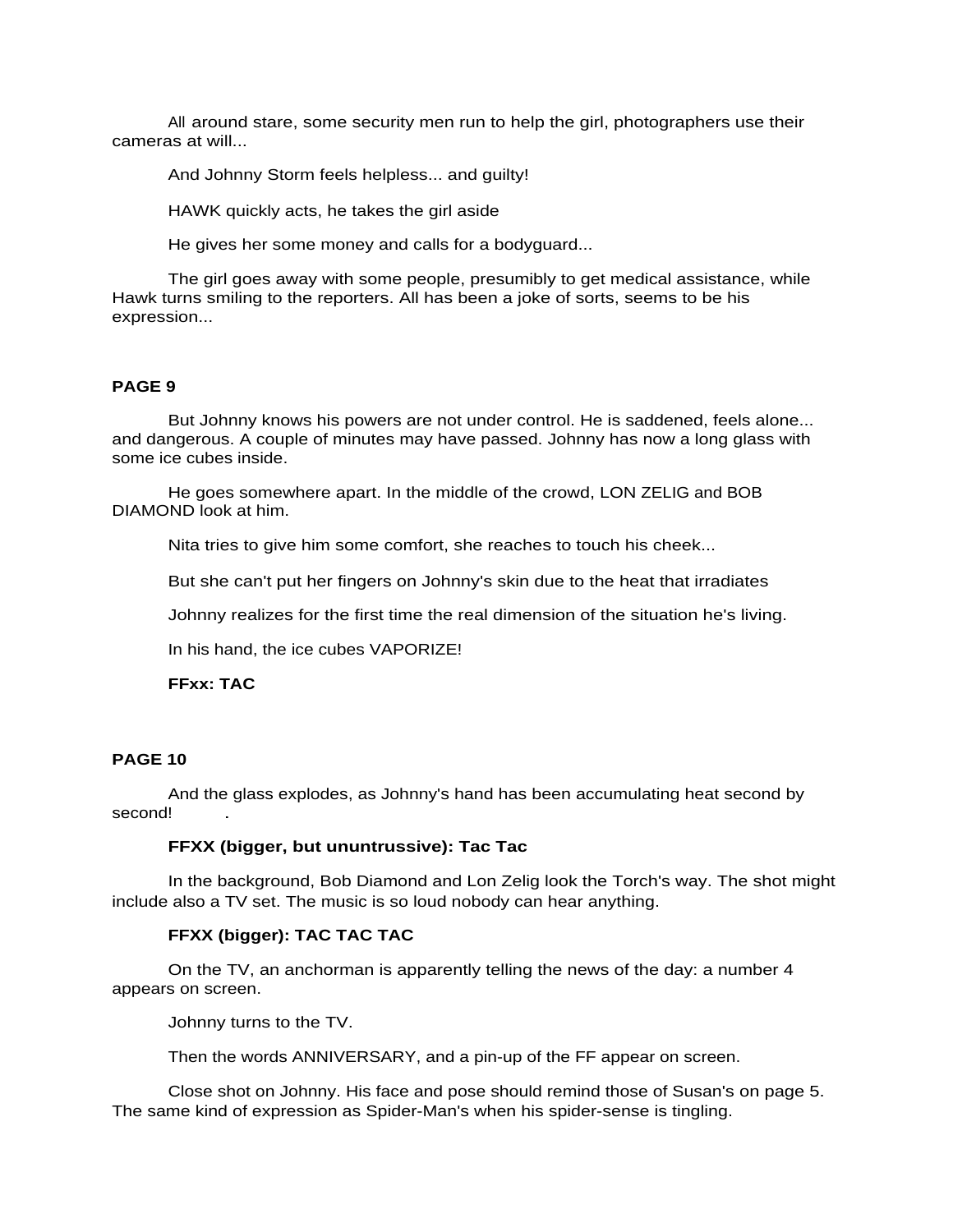All around stare, some security men run to help the girl, photographers use their cameras at will...

And Johnny Storm feels helpless... and guilty!

HAWK quickly acts, he takes the girl aside

He gives her some money and calls for a bodyguard...

The girl goes away with some people, presumibly to get medical assistance, while Hawk turns smiling to the reporters. All has been a joke of sorts, seems to be his expression...

**PAGE 9**

But Johnny knows his powers are not under control. He is saddened, feels alone... and dangerous. A couple of minutes may have passed. Johnny has now a long glass with some ice cubes inside.

He goes somewhere apart. In the middle of the crowd, LON ZELIG and BOB DIAMOND look at him.

Nita tries to give him some comfort, she reaches to touch his cheek...

But she can't put her fingers on Johnny's skin due to the heat that irradiates

Johnny realizes for the first time the real dimension of the situation he's living.

In his hand, the ice cubes VAPORIZE!

**FFxx: TAC**

**PAGE 10**

And the glass explodes, as Johnny's hand has been accumulating heat second by second! .

**FFXX (bigger, but ununtrussive): Tac Tac**

In the background, Bob Diamond and Lon Zelig look the Torch's way. The shot might include also a TV set. The music is so loud nobody can hear anything.

**FFXX (bigger): TAC TAC TAC**

On the TV, an anchorman is apparently telling the news of the day: a number 4 appears on screen.

Johnny turns to the TV.

Then the words ANNIVERSARY, and a pin-up of the FF appear on screen.

Close shot on Johnny. His face and pose should remind those of Susan's on page 5. The same kind of expression as Spider-Man's when his spider-sense is tingling.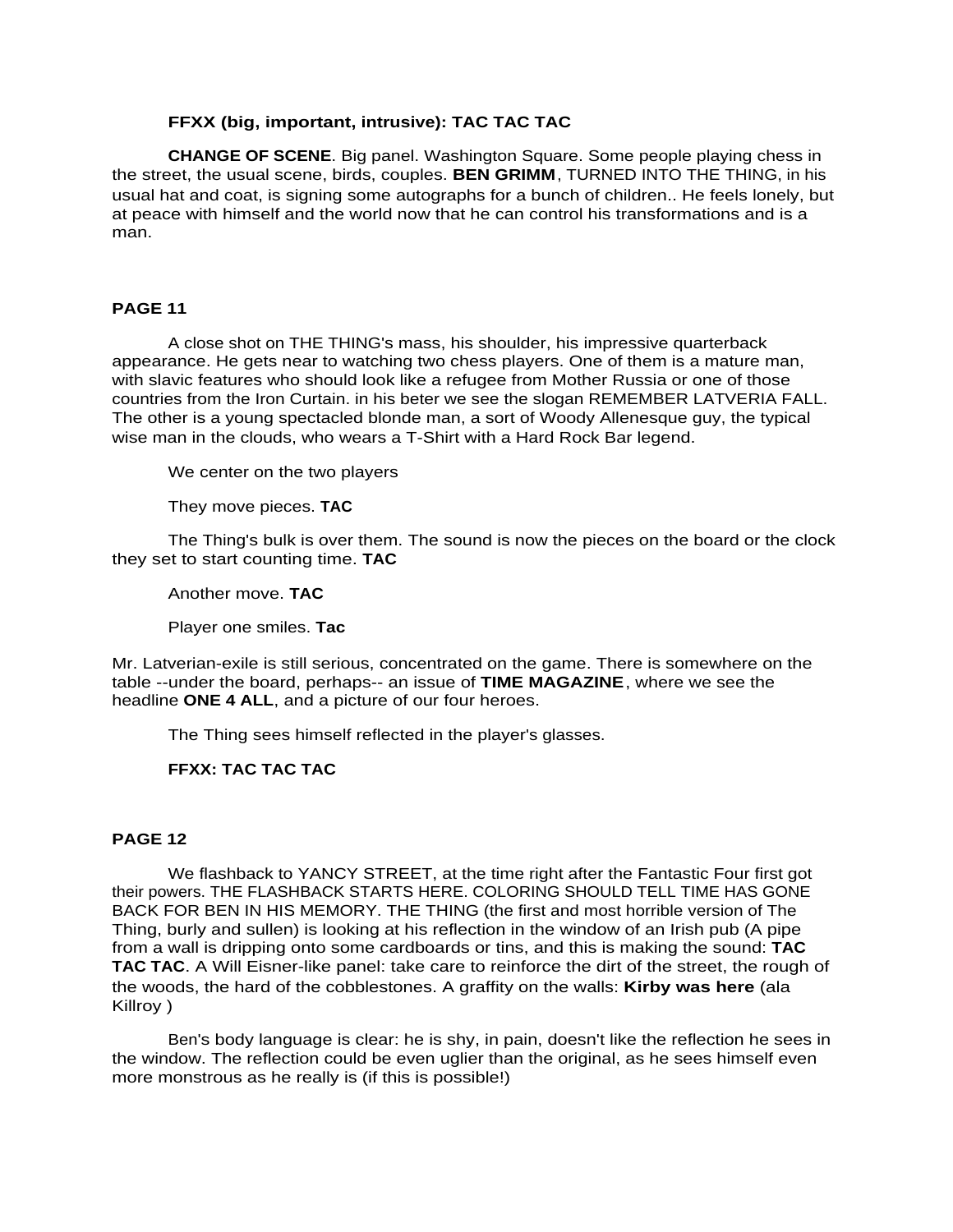**FFXX (big, important, intrusive): TAC TAC TAC**

**CHANGE OF SCENE**. Big panel. Washington Square. Some people playing chess in the street, the usual scene, birds, couples. **BEN GRIMM**, TURNED INTO THE THING, in his usual hat and coat, is signing some autographs for a bunch of children.. He feels lonely, but at peace with himself and the world now that he can control his transformations and is a man.

**PAGE 11**

A close shot on THE THING's mass, his shoulder, his impressive quarterback appearance. He gets near to watching two chess players. One of them is a mature man, with slavic features who should look like a refugee from Mother Russia or one of those countries from the Iron Curtain. in his beter we see the slogan REMEMBER LATVERIA FALL. The other is a young spectacled blonde man, a sort of Woody Allenesque guy, the typical wise man in the clouds, who wears a T-Shirt with a Hard Rock Bar legend.

We center on the two players

They move pieces. **TAC**

The Thing's bulk is over them. The sound is now the pieces on the board or the clock they set to start counting time. **TAC**

Another move. **TAC**

Player one smiles. **Tac**

Mr. Latverian-exile is still serious, concentrated on the game. There is somewhere on the table --under the board, perhaps-- an issue of **TIME MAGAZINE**, where we see the headline **ONE 4 ALL**, and a picture of our four heroes.

The Thing sees himself reflected in the player's glasses.

**FFXX: TAC TAC TAC**

**PAGE 12**

We flashback to YANCY STREET, at the time right after the Fantastic Four first got their powers. THE FLASHBACK STARTS HERE. COLORING SHOULD TELL TIME HAS GONE BACK FOR BEN IN HIS MEMORY. THE THING (the first and most horrible version of The Thing, burly and sullen) is looking at his reflection in the window of an Irish pub (A pipe from a wall is dripping onto some cardboards or tins, and this is making the sound: **TAC TAC TAC**. A Will Eisner-like panel: take care to reinforce the dirt of the street, the rough of the woods, the hard of the cobblestones. A graffity on the walls: **Kirby was here** (ala Killroy )

Ben's body language is clear: he is shy, in pain, doesn't like the reflection he sees in the window. The reflection could be even uglier than the original, as he sees himself even more monstrous as he really is (if this is possible!)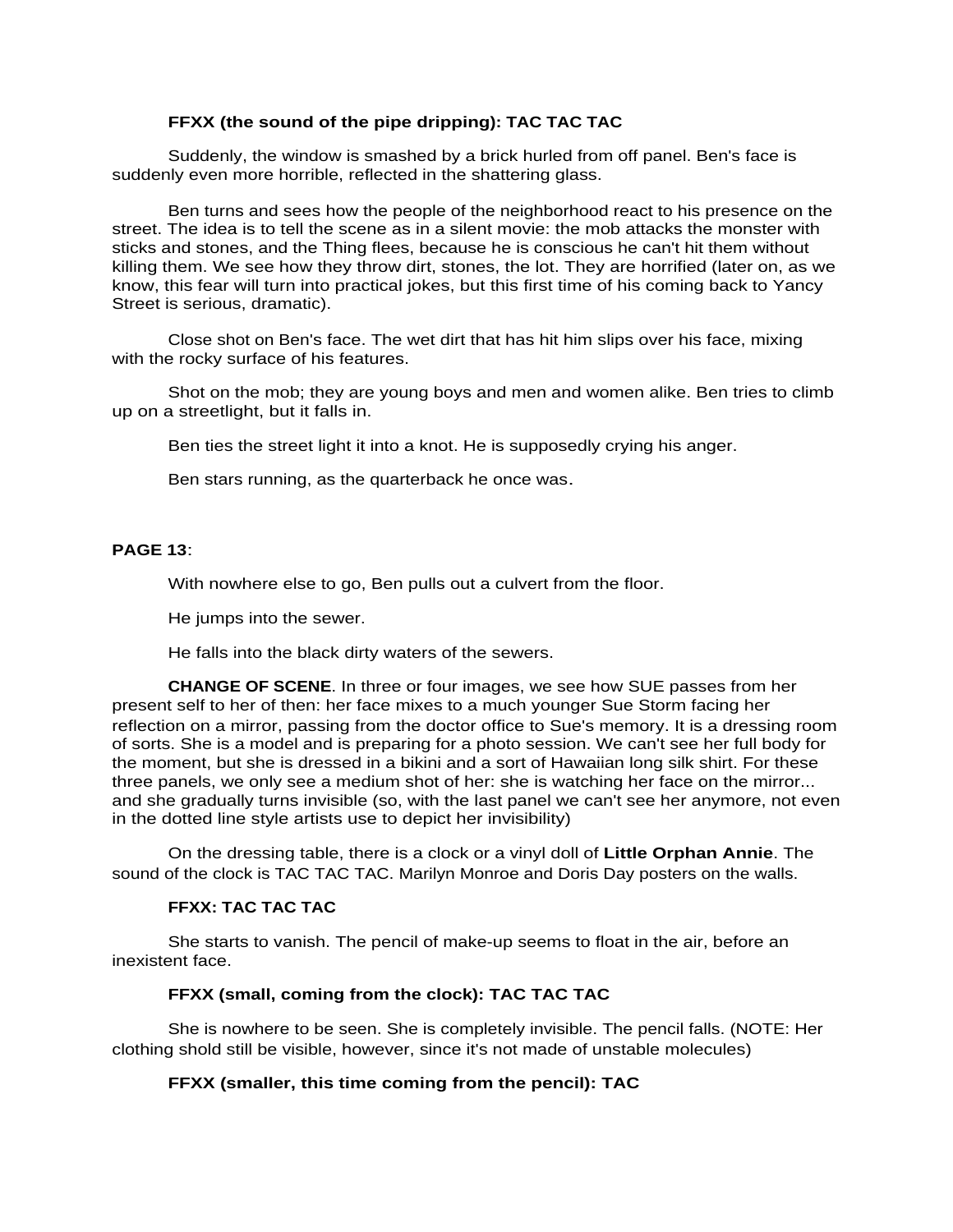**FFXX (the sound of the pipe dripping): TAC TAC TAC**

Suddenly, the window is smashed by a brick hurled from off panel. Ben's face is suddenly even more horrible, reflected in the shattering glass.

Ben turns and sees how the people of the neighborhood react to his presence on the street. The idea is to tell the scene as in a silent movie: the mob attacks the monster with sticks and stones, and the Thing flees, because he is conscious he can't hit them without killing them. We see how they throw dirt, stones, the lot. They are horrified (later on, as we know, this fear will turn into practical jokes, but this first time of his coming back to Yancy Street is serious, dramatic).

Close shot on Ben's face. The wet dirt that has hit him slips over his face, mixing with the rocky surface of his features.

Shot on the mob; they are young boys and men and women alike. Ben tries to climb up on a streetlight, but it falls in.

Ben ties the street light it into a knot. He is supposedly crying his anger.

Ben stars running, as the quarterback he once was.

**PAGE 13**:

With nowhere else to go, Ben pulls out a culvert from the floor.

He jumps into the sewer.

He falls into the black dirty waters of the sewers.

**CHANGE OF SCENE**. In three or four images, we see how SUE passes from her present self to her of then: her face mixes to a much younger Sue Storm facing her reflection on a mirror, passing from the doctor office to Sue's memory. It is a dressing room of sorts. She is a model and is preparing for a photo session. We can't see her full body for the moment, but she is dressed in a bikini and a sort of Hawaiian long silk shirt. For these three panels, we only see a medium shot of her: she is watching her face on the mirror... and she gradually turns invisible (so, with the last panel we can't see her anymore, not even in the dotted line style artists use to depict her invisibility)

On the dressing table, there is a clock or a vinyl doll of **Little Orphan Annie**. The sound of the clock is TAC TAC TAC. Marilyn Monroe and Doris Day posters on the walls.

**FFXX: TAC TAC TAC**

She starts to vanish. The pencil of make-up seems to float in the air, before an inexistent face.

**FFXX (small, coming from the clock): TAC TAC TAC**

She is nowhere to be seen. She is completely invisible. The pencil falls. (NOTE: Her clothing shold still be visible, however, since it's not made of unstable molecules)

**FFXX (smaller, this time coming from the pencil): TAC**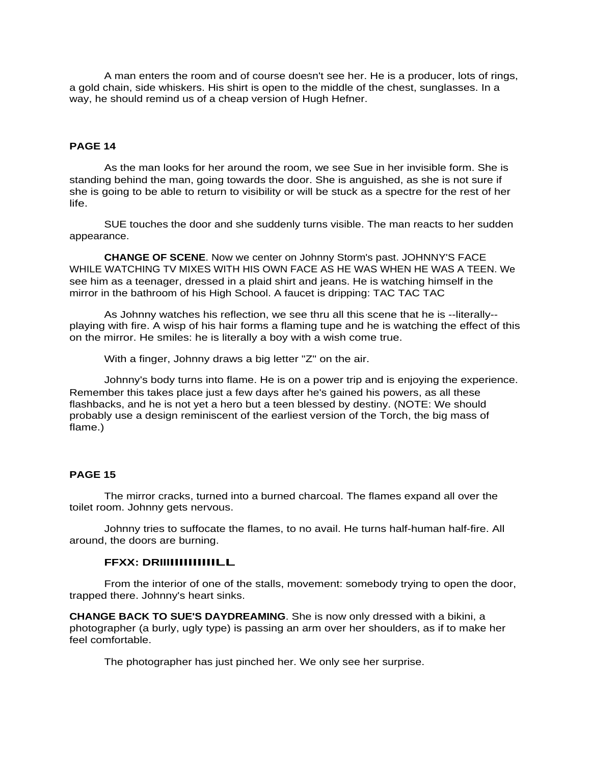A man enters the room and of course doesn't see her. He is a producer, lots of rings, a gold chain, side whiskers. His shirt is open to the middle of the chest, sunglasses. In a way, he should remind us of a cheap version of Hugh Hefner.

**PAGE 14**

As the man looks for her around the room, we see Sue in her invisible form. She is standing behind the man, going towards the door. She is anguished, as she is not sure if she is going to be able to return to visibility or will be stuck as a spectre for the rest of her life.

SUE touches the door and she suddenly turns visible. The man reacts to her sudden appearance.

**CHANGE OF SCENE**. Now we center on Johnny Storm's past. JOHNNY'S FACE WHILE WATCHING TV MIXES WITH HIS OWN FACE AS HE WAS WHEN HE WAS A TEEN. We see him as a teenager, dressed in a plaid shirt and jeans. He is watching himself in the mirror in the bathroom of his High School. A faucet is dripping: TAC TAC TAC

As Johnny watches his reflection, we see thru all this scene that he is --literally-- playing with fire. A wisp of his hair forms a flaming tupe and he is watching the effect of this on the mirror. He smiles: he is literally a boy with a wish come true.

With a finger, Johnny draws a big letter "Z" on the air.

Johnny's body turns into flame. He is on a power trip and is enjoying the experience. Remember this takes place just a few days after he's gained his powers, as all these flashbacks, and he is not yet a hero but a teen blessed by destiny. (NOTE: We should probably use a design reminiscent of the earliest version of the Torch, the big mass of flame.)

**PAGE 15**

The mirror cracks, turned into a burned charcoal. The flames expand all over the toilet room. Johnny gets nervous.

Johnny tries to suffocate the flames, to no avail. He turns half-human half-fire. All around, the doors are burning.

**FFXX: DRIIIIIIIIIIIIILL**

From the interior of one of the stalls, movement: somebody trying to open the door, trapped there. Johnny's heart sinks.

**CHANGE BACK TO SUE'S DAYDREAMING**. She is now only dressed with a bikini, a photographer (a burly, ugly type) is passing an arm over her shoulders, as if to make her feel comfortable.

The photographer has just pinched her. We only see her surprise.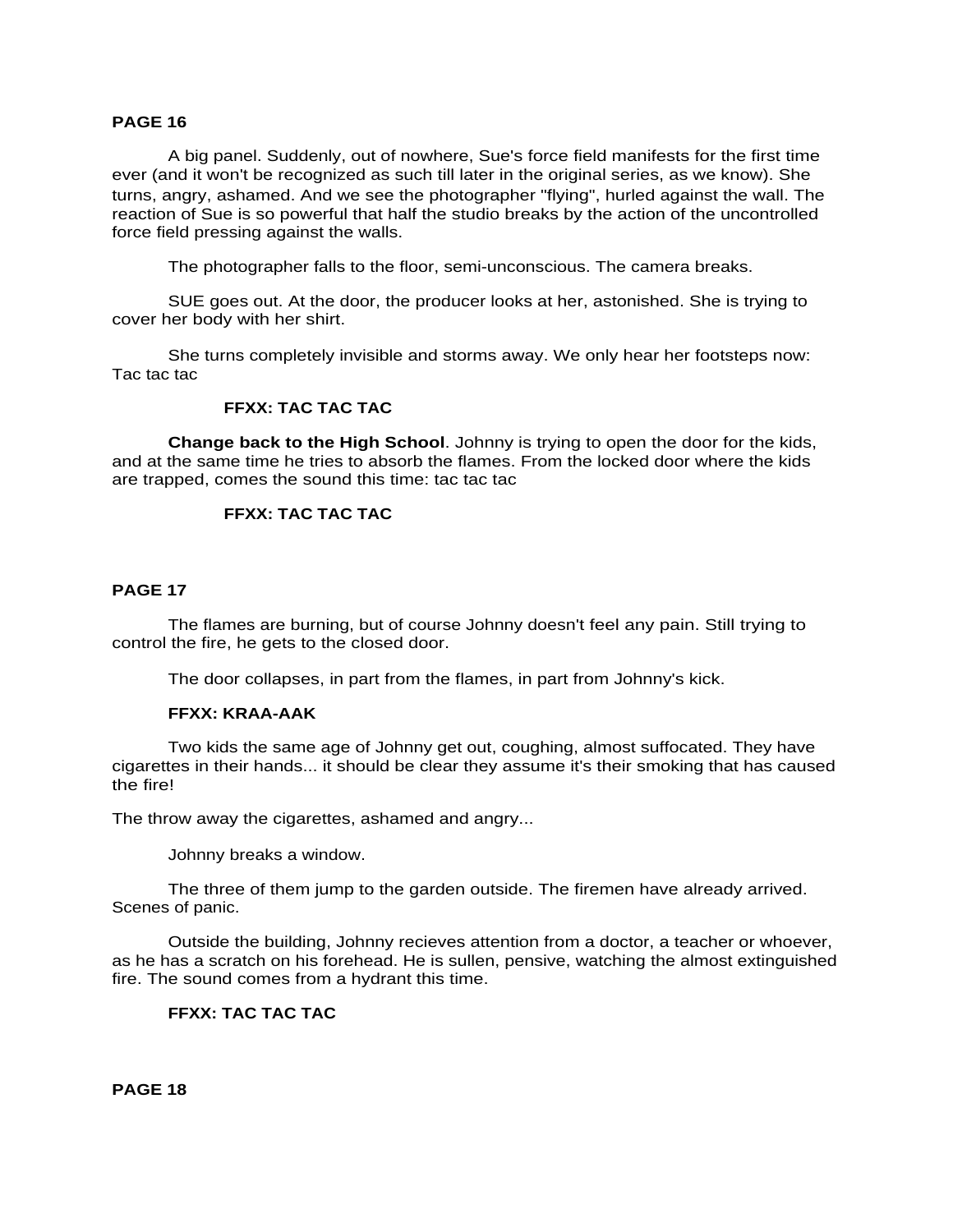**PAGE 16**

A big panel. Suddenly, out of nowhere, Sue's force field manifests for the first time ever (and it won't be recognized as such till later in the original series, as we know). She turns, angry, ashamed. And we see the photographer "flying", hurled against the wall. The reaction of Sue is so powerful that half the studio breaks by the action of the uncontrolled force field pressing against the walls.

The photographer falls to the floor, semi-unconscious. The camera breaks.

SUE goes out. At the door, the producer looks at her, astonished. She is trying to cover her body with her shirt.

She turns completely invisible and storms away. We only hear her footsteps now: Tac tac tac

**FFXX: TAC TAC TAC**

**Change back to the High School**. Johnny is trying to open the door for the kids, and at the same time he tries to absorb the flames. From the locked door where the kids are trapped, comes the sound this time: tac tac tac

**FFXX: TAC TAC TAC**

**PAGE 17**

The flames are burning, but of course Johnny doesn't feel any pain. Still trying to control the fire, he gets to the closed door.

The door collapses, in part from the flames, in part from Johnny's kick.

**FFXX: KRAA-AAK**

Two kids the same age of Johnny get out, coughing, almost suffocated. They have cigarettes in their hands... it should be clear they assume it's their smoking that has caused the fire!

The throw away the cigarettes, ashamed and angry...

Johnny breaks a window.

The three of them jump to the garden outside. The firemen have already arrived. Scenes of panic.

Outside the building, Johnny recieves attention from a doctor, a teacher or whoever, as he has a scratch on his forehead. He is sullen, pensive, watching the almost extinguished fire. The sound comes from a hydrant this time.

**FFXX: TAC TAC TAC**

**PAGE 18**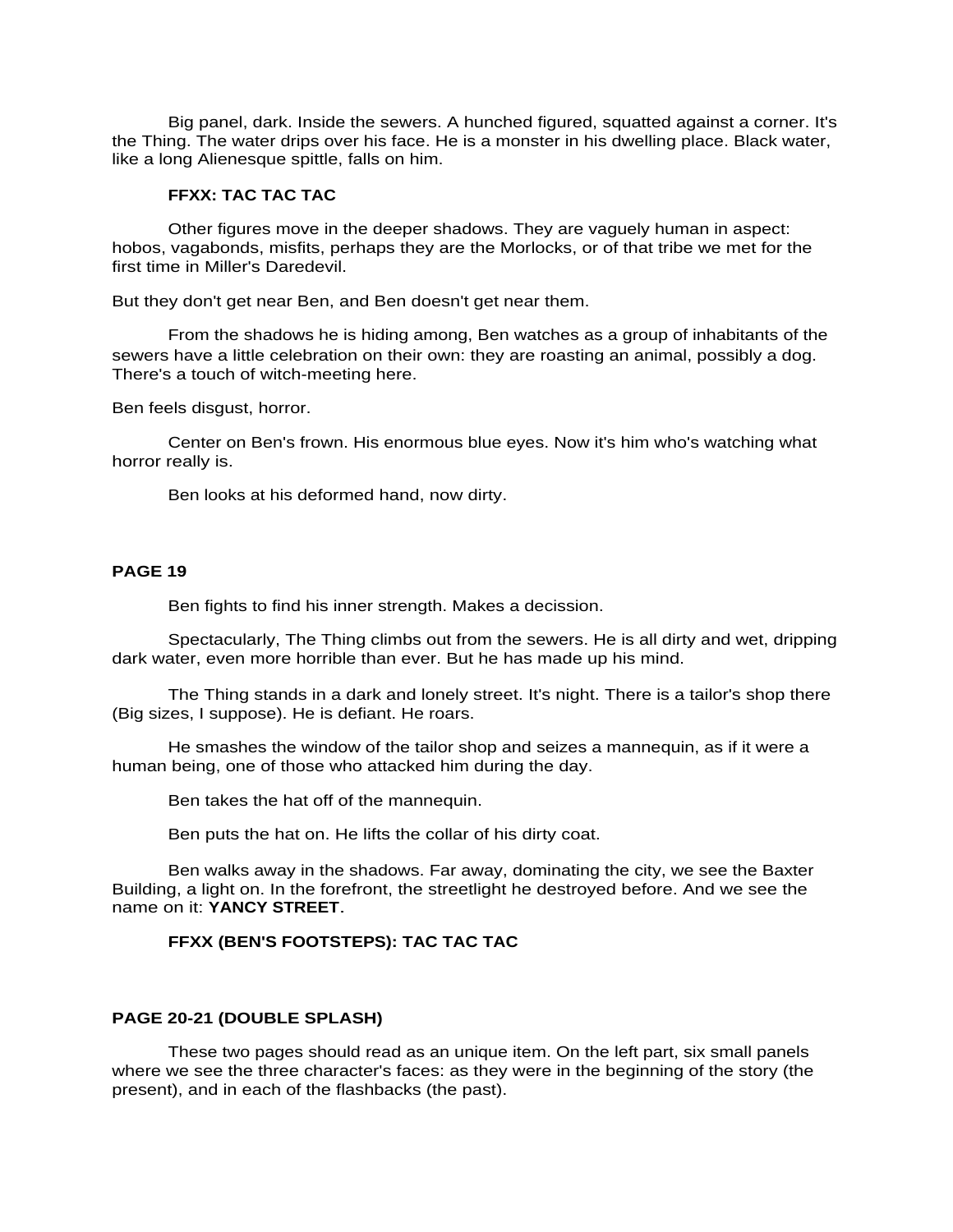Big panel, dark. Inside the sewers. A hunched figured, squatted against a corner. It's the Thing. The water drips over his face. He is a monster in his dwelling place. Black water, like a long Alienesque spittle, falls on him.

**FFXX: TAC TAC TAC**

Other figures move in the deeper shadows. They are vaguely human in aspect: hobos, vagabonds, misfits, perhaps they are the Morlocks, or of that tribe we met for the first time in Miller's Daredevil.

But they don't get near Ben, and Ben doesn't get near them.

From the shadows he is hiding among, Ben watches as a group of inhabitants of the sewers have a little celebration on their own: they are roasting an animal, possibly a dog. There's a touch of witch-meeting here.

Ben feels disgust, horror.

Center on Ben's frown. His enormous blue eyes. Now it's him who's watching what horror really is.

Ben looks at his deformed hand, now dirty.

**PAGE 19**

Ben fights to find his inner strength. Makes a decission.

Spectacularly, The Thing climbs out from the sewers. He is all dirty and wet, dripping dark water, even more horrible than ever. But he has made up his mind.

The Thing stands in a dark and lonely street. It's night. There is a tailor's shop there (Big sizes, I suppose). He is defiant. He roars.

He smashes the window of the tailor shop and seizes a mannequin, as if it were a human being, one of those who attacked him during the day.

Ben takes the hat off of the mannequin.

Ben puts the hat on. He lifts the collar of his dirty coat.

Ben walks away in the shadows. Far away, dominating the city, we see the Baxter Building, a light on. In the forefront, the streetlight he destroyed before. And we see the name on it: **YANCY STREET**.

**FFXX (BEN'S FOOTSTEPS): TAC TAC TAC**

**PAGE 20-21 (DOUBLE SPLASH)**

These two pages should read as an unique item. On the left part, six small panels where we see the three character's faces: as they were in the beginning of the story (the present), and in each of the flashbacks (the past).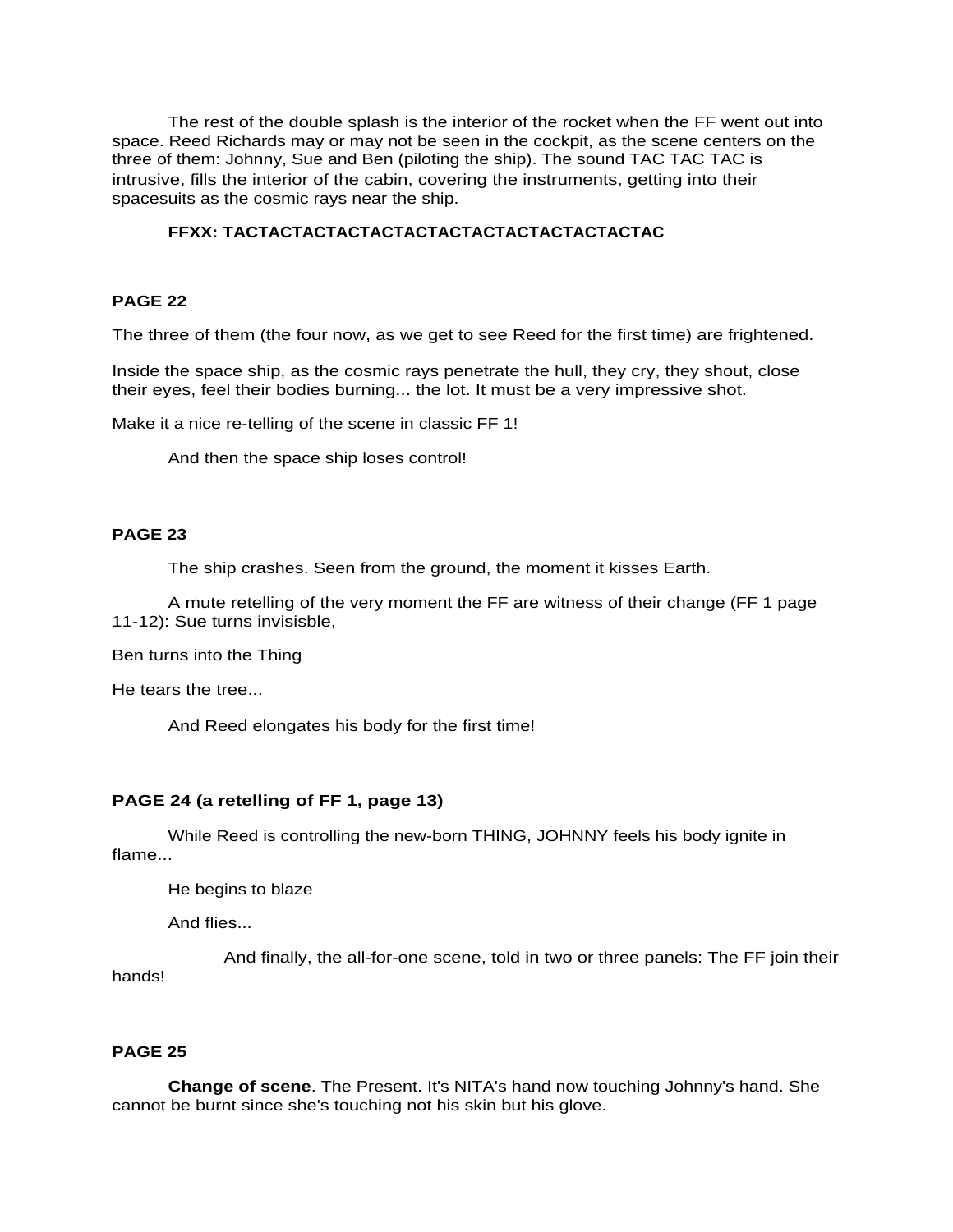The rest of the double splash is the interior of the rocket when the FF went out into space. Reed Richards may or may not be seen in the cockpit, as the scene centers on the three of them: Johnny, Sue and Ben (piloting the ship). The sound TAC TAC TAC is intrusive, fills the interior of the cabin, covering the instruments, getting into their spacesuits as the cosmic rays near the ship.

**FFXX: TACTACTACTACTACTACTACTACTACTACTACTACTAC**

**PAGE 22**

The three of them (the four now, as we get to see Reed for the first time) are frightened.

Inside the space ship, as the cosmic rays penetrate the hull, they cry, they shout, close their eyes, feel their bodies burning... the lot. It must be a very impressive shot.

Make it a nice re-telling of the scene in classic FF 1!

And then the space ship loses control!

**PAGE 23**

The ship crashes. Seen from the ground, the moment it kisses Earth.

A mute retelling of the very moment the FF are witness of their change (FF 1 page 11-12): Sue turns invisisble,

Ben turns into the Thing

He tears the tree...

And Reed elongates his body for the first time!

**PAGE 24 (a retelling of FF 1, page 13)**

While Reed is controlling the new-born THING, JOHNNY feels his body ignite in flame...

He begins to blaze

And flies...

And finally, the all-for-one scene, told in two or three panels: The FF join their hands!

**PAGE 25**

**Change of scene**. The Present. It's NITA's hand now touching Johnny's hand. She cannot be burnt since she's touching not his skin but his glove.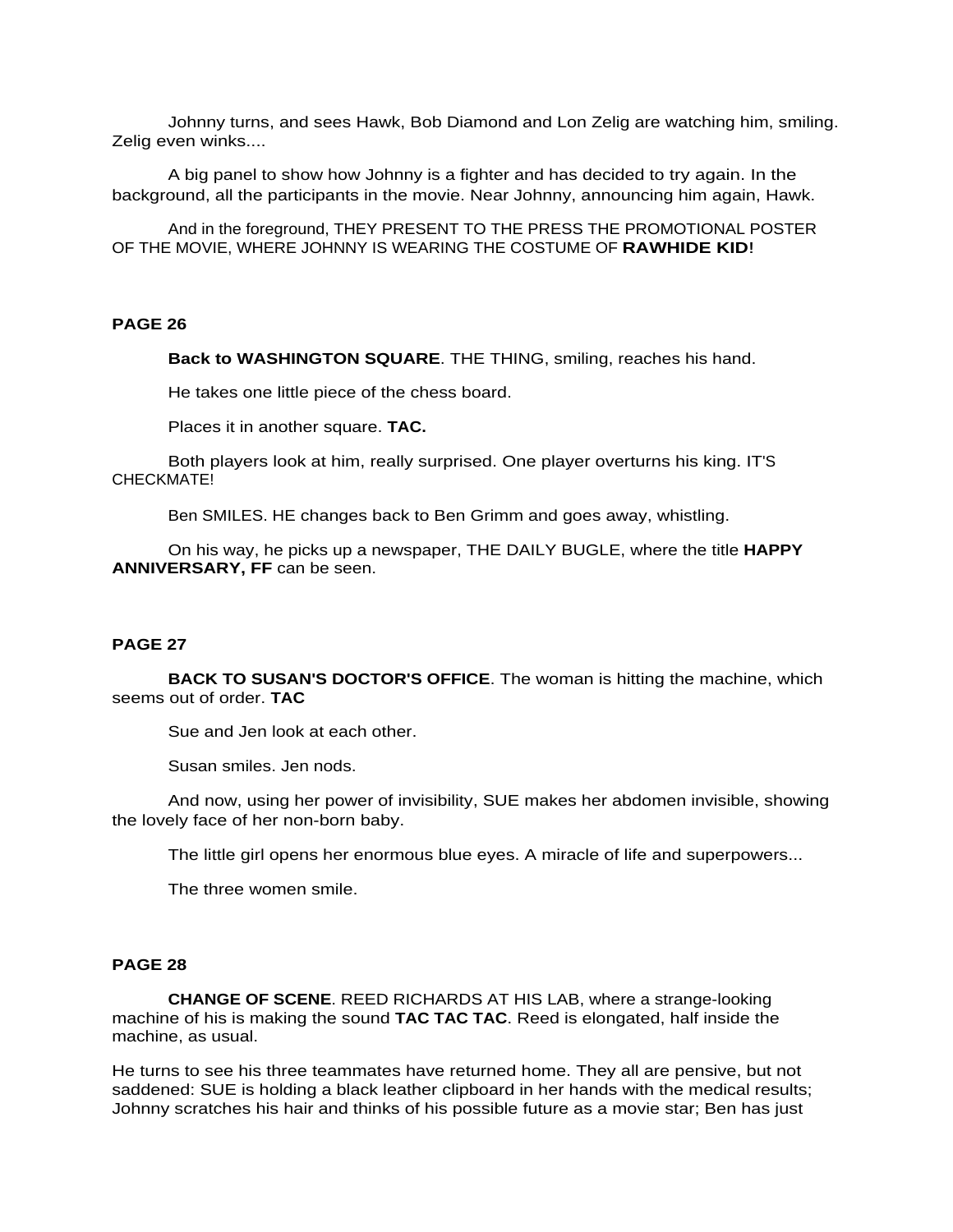Johnny turns, and sees Hawk, Bob Diamond and Lon Zelig are watching him, smiling. Zelig even winks....

A big panel to show how Johnny is a fighter and has decided to try again. In the background, all the participants in the movie. Near Johnny, announcing him again, Hawk.

And in the foreground, THEY PRESENT TO THE PRESS THE PROMOTIONAL POSTER OF THE MOVIE, WHERE JOHNNY IS WEARING THE COSTUME OF **RAWHIDE KID!**

**PAGE 26**

**Back to WASHINGTON SQUARE**. THE THING, smiling, reaches his hand.

He takes one little piece of the chess board.

Places it in another square. **TAC.**

Both players look at him, really surprised. One player overturns his king. IT'S CHECKMATE!

Ben SMILES. HE changes back to Ben Grimm and goes away, whistling.

On his way, he picks up a newspaper, THE DAILY BUGLE, where the title **HAPPY ANNIVERSARY, FF** can be seen.

**PAGE 27**

**BACK TO SUSAN'S DOCTOR'S OFFICE**. The woman is hitting the machine, which seems out of order. **TAC**

Sue and Jen look at each other.

Susan smiles. Jen nods.

And now, using her power of invisibility, SUE makes her abdomen invisible, showing the lovely face of her non-born baby.

The little girl opens her enormous blue eyes. A miracle of life and superpowers...

The three women smile.

**PAGE 28**

**CHANGE OF SCENE**. REED RICHARDS AT HIS LAB, where a strange-looking machine of his is making the sound **TAC TAC TAC**. Reed is elongated, half inside the machine, as usual.

He turns to see his three teammates have returned home. They all are pensive, but not saddened: SUE is holding a black leather clipboard in her hands with the medical results; Johnny scratches his hair and thinks of his possible future as a movie star; Ben has just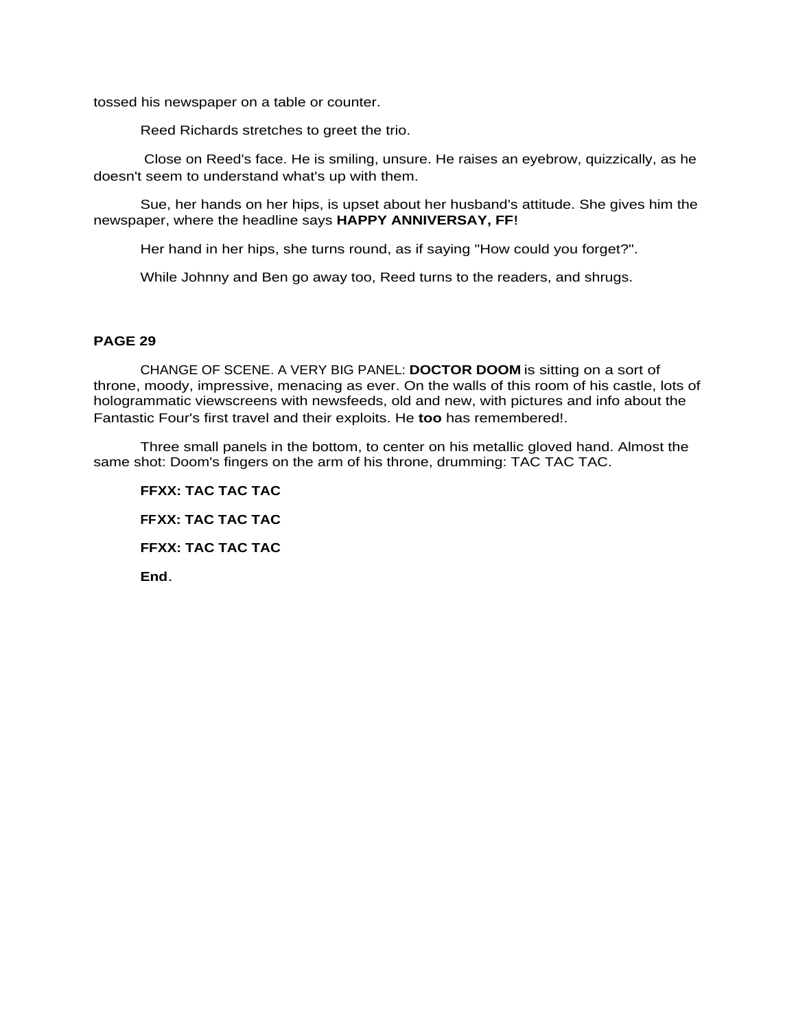tossed his newspaper on a table or counter.

Reed Richards stretches to greet the trio.

Close on Reed's face. He is smiling, unsure. He raises an eyebrow, quizzically, as he doesn't seem to understand what's up with them.

Sue, her hands on her hips, is upset about her husband's attitude. She gives him the newspaper, where the headline says **HAPPY ANNIVERSAY, FF!**

Her hand in her hips, she turns round, as if saying "How could you forget?".

While Johnny and Ben go away too, Reed turns to the readers, and shrugs.

**PAGE 29**

CHANGE OF SCENE. A VERY BIG PANEL: **DOCTOR DOOM** is sitting on a sort of throne, moody, impressive, menacing as ever. On the walls of this room of his castle, lots of hologrammatic viewscreens with newsfeeds, old and new, with pictures and info about the Fantastic Four's first travel and their exploits. He **too** has remembered!.

Three small panels in the bottom, to center on his metallic gloved hand. Almost the same shot: Doom's fingers on the arm of his throne, drumming: TAC TAC TAC.

**FFXX: TAC TAC TAC**

**FFXX: TAC TAC TAC**

**FFXX: TAC TAC TAC**

**End**.